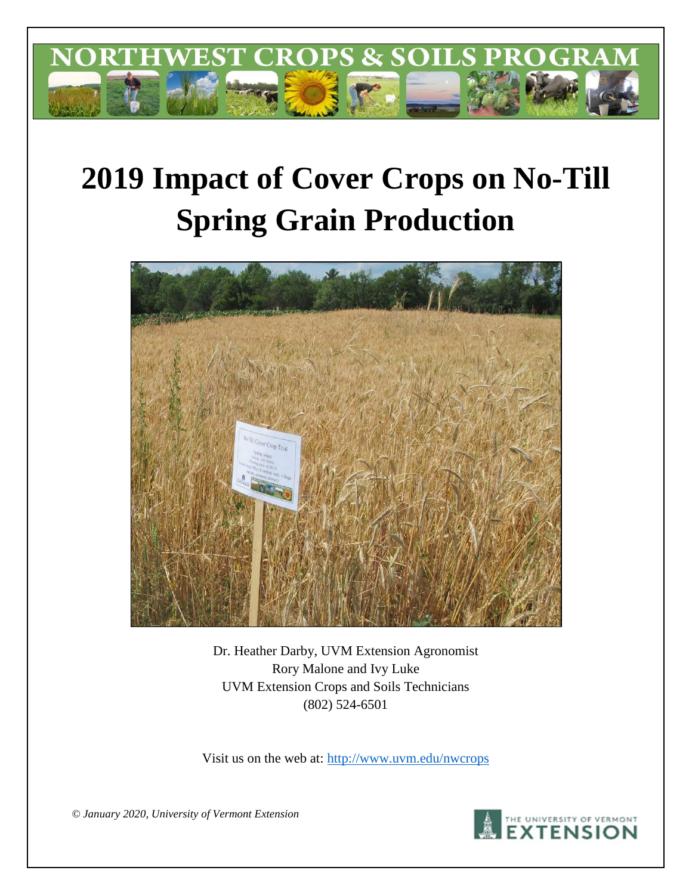NORTHWEST CROPS & SOILS PROGRAM

# 2019 Impact of Cover Crops on No-Till Spring Grain Production

Dr. Heather Darby, UVM Extension Agronomist
Rory Malone and Ivy Luke
UVM Extension Crops and Soils Technicians
(802) 524-6501

Visit us on the web at: [http://www.uvm.edu/nwcrops](http://www.uvm.edu/nwcrops)

*© January 2020, University of Vermont Extension*

THE UNIVERSITY OF VERMONT EXTENSION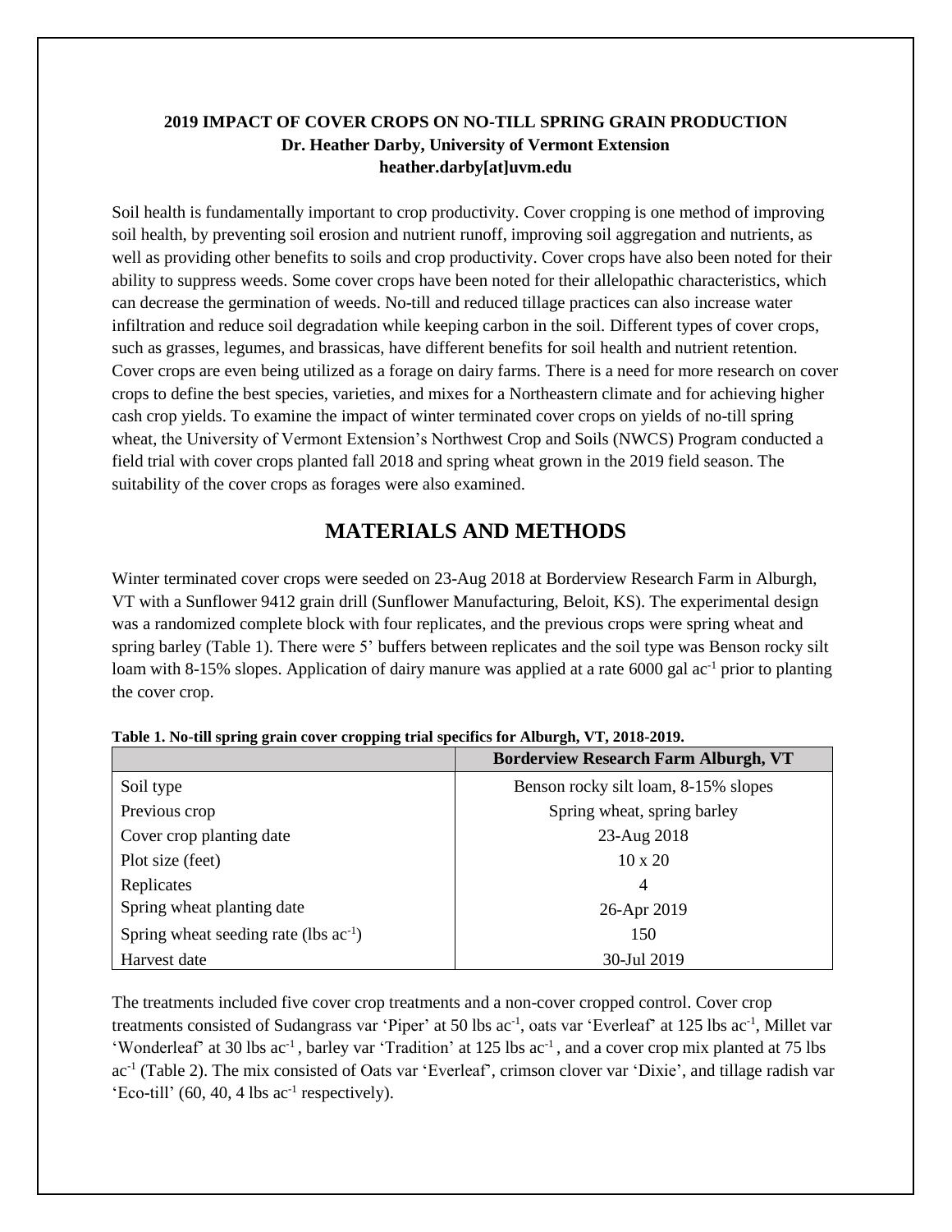**2019 IMPACT OF COVER CROPS ON NO-TILL SPRING GRAIN PRODUCTION**
**Dr. Heather Darby, University of Vermont Extension**
**heather.darby[at]uvm.edu**

Soil health is fundamentally important to crop productivity. Cover cropping is one method of improving soil health, by preventing soil erosion and nutrient runoff, improving soil aggregation and nutrients, as well as providing other benefits to soils and crop productivity. Cover crops have also been noted for their ability to suppress weeds. Some cover crops have been noted for their allelopathic characteristics, which can decrease the germination of weeds. No-till and reduced tillage practices can also increase water infiltration and reduce soil degradation while keeping carbon in the soil. Different types of cover crops, such as grasses, legumes, and brassicas, have different benefits for soil health and nutrient retention. Cover crops are even being utilized as a forage on dairy farms. There is a need for more research on cover crops to define the best species, varieties, and mixes for a Northeastern climate and for achieving higher cash crop yields. To examine the impact of winter terminated cover crops on yields of no-till spring wheat, the University of Vermont Extension's Northwest Crop and Soils (NWCS) Program conducted a field trial with cover crops planted fall 2018 and spring wheat grown in the 2019 field season. The suitability of the cover crops as forages were also examined.

## MATERIALS AND METHODS

Winter terminated cover crops were seeded on 23-Aug 2018 at Borderview Research Farm in Alburgh, VT with a Sunflower 9412 grain drill (Sunflower Manufacturing, Beloit, KS). The experimental design was a randomized complete block with four replicates, and the previous crops were spring wheat and spring barley (Table 1). There were 5' buffers between replicates and the soil type was Benson rocky silt loam with 8-15% slopes. Application of dairy manure was applied at a rate 6000 gal ac$^{-1}$ prior to planting the cover crop.

**Table 1. No-till spring grain cover cropping trial specifics for Alburgh, VT, 2018-2019.**

| | Borderview Research Farm Alburgh, VT |
|---|---|
| Soil type | Benson rocky silt loam, 8-15% slopes |
| Previous crop | Spring wheat, spring barley |
| Cover crop planting date | 23-Aug 2018 |
| Plot size (feet) | 10 x 20 |
| Replicates | 4 |
| Spring wheat planting date | 26-Apr 2019 |
| Spring wheat seeding rate (lbs ac$^{-1}$) | 150 |
| Harvest date | 30-Jul 2019 |

The treatments included five cover crop treatments and a non-cover cropped control. Cover crop treatments consisted of Sudangrass var 'Piper' at 50 lbs ac$^{-1}$, oats var 'Everleaf' at 125 lbs ac$^{-1}$, Millet var 'Wonderleaf' at 30 lbs ac$^{-1}$, barley var 'Tradition' at 125 lbs ac$^{-1}$, and a cover crop mix planted at 75 lbs ac$^{-1}$ (Table 2). The mix consisted of Oats var 'Everleaf', crimson clover var 'Dixie', and tillage radish var 'Eco-till' (60, 40, 4 lbs ac$^{-1}$ respectively).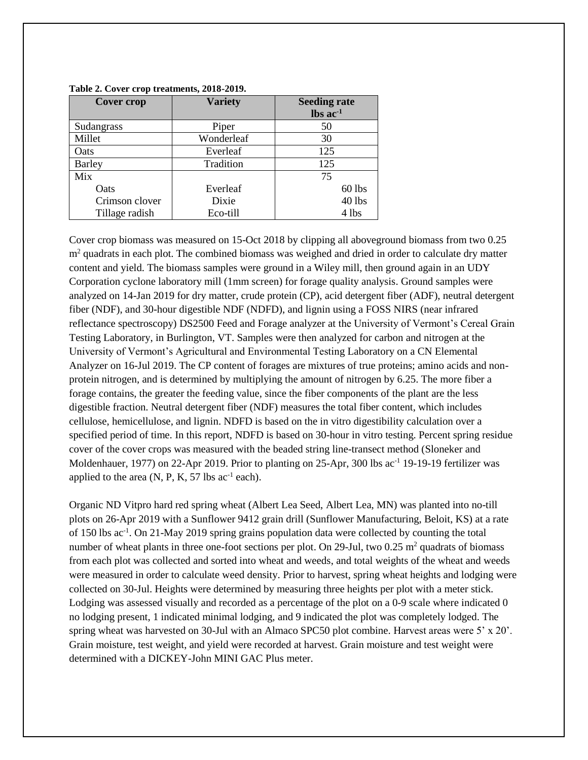**Table 2. Cover crop treatments, 2018-2019.**

| Cover crop | Variety | Seeding rate lbs $ac^{-1}$ |
|---|---|---|
| Sudangrass | Piper | 50 |
| Millet | Wonderleaf | 30 |
| Oats | Everleaf | 125 |
| Barley | Tradition | 125 |
| Mix | | 75 |
| Oats | Everleaf | 60 lbs |
| Crimson clover | Dixie | 40 lbs |
| Tillage radish | Eco-till | 4 lbs |

Cover crop biomass was measured on 15-Oct 2018 by clipping all aboveground biomass from two 0.25 $m^2$ quadrats in each plot. The combined biomass was weighed and dried in order to calculate dry matter content and yield. The biomass samples were ground in a Wiley mill, then ground again in an UDY Corporation cyclone laboratory mill (1mm screen) for forage quality analysis. Ground samples were analyzed on 14-Jan 2019 for dry matter, crude protein (CP), acid detergent fiber (ADF), neutral detergent fiber (NDF), and 30-hour digestible NDF (NDFD), and lignin using a FOSS NIRS (near infrared reflectance spectroscopy) DS2500 Feed and Forage analyzer at the University of Vermont's Cereal Grain Testing Laboratory, in Burlington, VT. Samples were then analyzed for carbon and nitrogen at the University of Vermont's Agricultural and Environmental Testing Laboratory on a CN Elemental Analyzer on 16-Jul 2019. The CP content of forages are mixtures of true proteins; amino acids and non-protein nitrogen, and is determined by multiplying the amount of nitrogen by 6.25. The more fiber a forage contains, the greater the feeding value, since the fiber components of the plant are the less digestible fraction. Neutral detergent fiber (NDF) measures the total fiber content, which includes cellulose, hemicellulose, and lignin. NDFD is based on the in vitro digestibility calculation over a specified period of time. In this report, NDFD is based on 30-hour in vitro testing. Percent spring residue cover of the cover crops was measured with the beaded string line-transect method (Sloneker and Moldenhauer, 1977) on 22-Apr 2019. Prior to planting on 25-Apr, 300 lbs $ac^{-1}$ 19-19-19 fertilizer was applied to the area (N, P, K, 57 lbs $ac^{-1}$ each).

Organic ND Vitpro hard red spring wheat (Albert Lea Seed, Albert Lea, MN) was planted into no-till plots on 26-Apr 2019 with a Sunflower 9412 grain drill (Sunflower Manufacturing, Beloit, KS) at a rate of 150 lbs $ac^{-1}$. On 21-May 2019 spring grains population data were collected by counting the total number of wheat plants in three one-foot sections per plot. On 29-Jul, two 0.25 $m^2$ quadrats of biomass from each plot was collected and sorted into wheat and weeds, and total weights of the wheat and weeds were measured in order to calculate weed density. Prior to harvest, spring wheat heights and lodging were collected on 30-Jul. Heights were determined by measuring three heights per plot with a meter stick. Lodging was assessed visually and recorded as a percentage of the plot on a 0-9 scale where indicated 0 no lodging present, 1 indicated minimal lodging, and 9 indicated the plot was completely lodged. The spring wheat was harvested on 30-Jul with an Almaco SPC50 plot combine. Harvest areas were 5' x 20'. Grain moisture, test weight, and yield were recorded at harvest. Grain moisture and test weight were determined with a DICKEY-John MINI GAC Plus meter.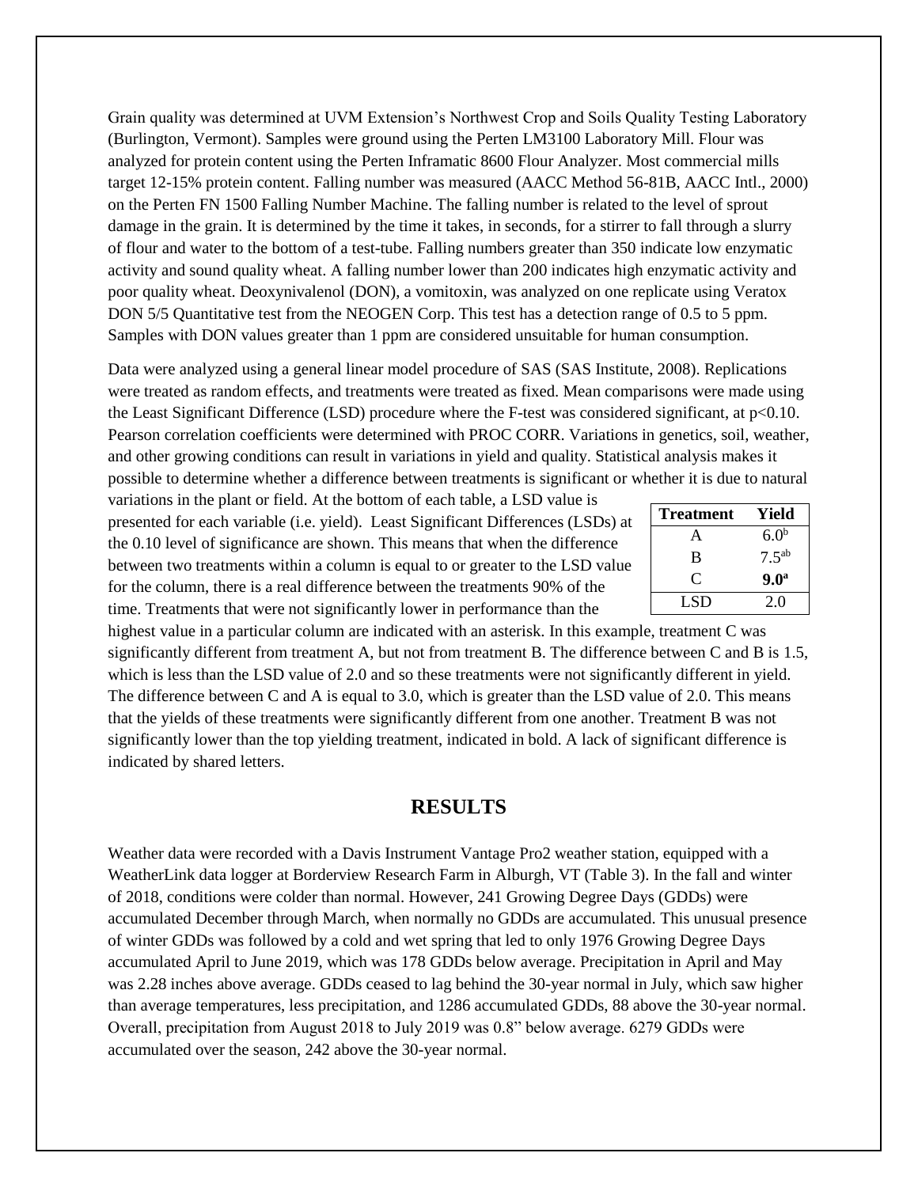Grain quality was determined at UVM Extension's Northwest Crop and Soils Quality Testing Laboratory (Burlington, Vermont). Samples were ground using the Perten LM3100 Laboratory Mill. Flour was analyzed for protein content using the Perten Inframatic 8600 Flour Analyzer. Most commercial mills target 12-15% protein content. Falling number was measured (AACC Method 56-81B, AACC Intl., 2000) on the Perten FN 1500 Falling Number Machine. The falling number is related to the level of sprout damage in the grain. It is determined by the time it takes, in seconds, for a stirrer to fall through a slurry of flour and water to the bottom of a test-tube. Falling numbers greater than 350 indicate low enzymatic activity and sound quality wheat. A falling number lower than 200 indicates high enzymatic activity and poor quality wheat. Deoxynivalenol (DON), a vomitoxin, was analyzed on one replicate using Veratox DON 5/5 Quantitative test from the NEOGEN Corp. This test has a detection range of 0.5 to 5 ppm. Samples with DON values greater than 1 ppm are considered unsuitable for human consumption.

Data were analyzed using a general linear model procedure of SAS (SAS Institute, 2008). Replications were treated as random effects, and treatments were treated as fixed. Mean comparisons were made using the Least Significant Difference (LSD) procedure where the F-test was considered significant, at $p<0.10$. Pearson correlation coefficients were determined with PROC CORR. Variations in genetics, soil, weather, and other growing conditions can result in variations in yield and quality. Statistical analysis makes it possible to determine whether a difference between treatments is significant or whether it is due to natural variations in the plant or field. At the bottom of each table, a LSD value is presented for each variable (i.e. yield). Least Significant Differences (LSDs) at the 0.10 level of significance are shown. This means that when the difference between two treatments within a column is equal to or greater to the LSD value for the column, there is a real difference between the treatments 90% of the time. Treatments that were not significantly lower in performance than the highest value in a particular column are indicated with an asterisk. In this example, treatment C was significantly different from treatment A, but not from treatment B. The difference between C and B is 1.5, which is less than the LSD value of 2.0 and so these treatments were not significantly different in yield. The difference between C and A is equal to 3.0, which is greater than the LSD value of 2.0. This means that the yields of these treatments were significantly different from one another. Treatment B was not significantly lower than the top yielding treatment, indicated in bold. A lack of significant difference is indicated by shared letters.

| Treatment | Yield |
|---|---|
| A | $6.0^{b}$ |
| B | $7.5^{ab}$ |
| C | **$9.0^{a}$** |
| LSD | 2.0 |

## RESULTS

Weather data were recorded with a Davis Instrument Vantage Pro2 weather station, equipped with a WeatherLink data logger at Borderview Research Farm in Alburgh, VT (Table 3). In the fall and winter of 2018, conditions were colder than normal. However, 241 Growing Degree Days (GDDs) were accumulated December through March, when normally no GDDs are accumulated. This unusual presence of winter GDDs was followed by a cold and wet spring that led to only 1976 Growing Degree Days accumulated April to June 2019, which was 178 GDDs below average. Precipitation in April and May was 2.28 inches above average. GDDs ceased to lag behind the 30-year normal in July, which saw higher than average temperatures, less precipitation, and 1286 accumulated GDDs, 88 above the 30-year normal. Overall, precipitation from August 2018 to July 2019 was 0.8" below average. 6279 GDDs were accumulated over the season, 242 above the 30-year normal.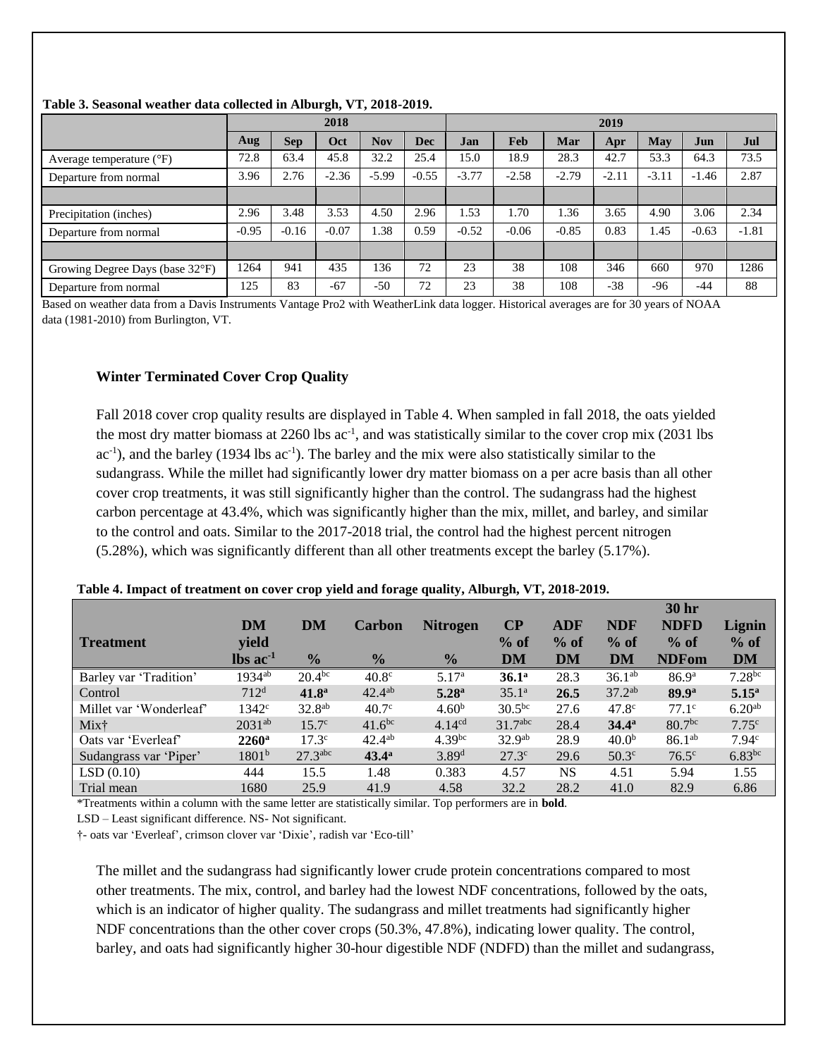**Table 3. Seasonal weather data collected in Alburgh, VT, 2018-2019.**

| | 2018 | | | | | 2019 | | | | | | |
|---|---|---|---|---|---|---|---|---|---|---|---|---|
| | Aug | Sep | Oct | Nov | Dec | Jan | Feb | Mar | Apr | May | Jun | Jul |
| Average temperature (°F) | 72.8 | 63.4 | 45.8 | 32.2 | 25.4 | 15.0 | 18.9 | 28.3 | 42.7 | 53.3 | 64.3 | 73.5 |
| Departure from normal | 3.96 | 2.76 | -2.36 | -5.99 | -0.55 | -3.77 | -2.58 | -2.79 | -2.11 | -3.11 | -1.46 | 2.87 |
| | | | | | | | | | | | | |
| Precipitation (inches) | 2.96 | 3.48 | 3.53 | 4.50 | 2.96 | 1.53 | 1.70 | 1.36 | 3.65 | 4.90 | 3.06 | 2.34 |
| Departure from normal | -0.95 | -0.16 | -0.07 | 1.38 | 0.59 | -0.52 | -0.06 | -0.85 | 0.83 | 1.45 | -0.63 | -1.81 |
| | | | | | | | | | | | | |
| Growing Degree Days (base 32°F) | 1264 | 941 | 435 | 136 | 72 | 23 | 38 | 108 | 346 | 660 | 970 | 1286 |
| Departure from normal | 125 | 83 | -67 | -50 | 72 | 23 | 38 | 108 | -38 | -96 | -44 | 88 |

Based on weather data from a Davis Instruments Vantage Pro2 with WeatherLink data logger. Historical averages are for 30 years of NOAA data (1981-2010) from Burlington, VT.

### Winter Terminated Cover Crop Quality

Fall 2018 cover crop quality results are displayed in Table 4. When sampled in fall 2018, the oats yielded the most dry matter biomass at 2260 lbs ac$^{-1}$, and was statistically similar to the cover crop mix (2031 lbs ac$^{-1}$), and the barley (1934 lbs ac$^{-1}$). The barley and the mix were also statistically similar to the sudangrass. While the millet had significantly lower dry matter biomass on a per acre basis than all other cover crop treatments, it was still significantly higher than the control. The sudangrass had the highest carbon percentage at 43.4%, which was significantly higher than the mix, millet, and barley, and similar to the control and oats. Similar to the 2017-2018 trial, the control had the highest percent nitrogen (5.28%), which was significantly different than all other treatments except the barley (5.17%).

**Table 4. Impact of treatment on cover crop yield and forage quality, Alburgh, VT, 2018-2019.**

| Treatment | DM yield lbs ac$^{-1}$ | DM % | Carbon % | Nitrogen % | CP % of DM | ADF % of DM | NDF % of DM | 30 hr NDFD % of NDFom | Lignin % of DM |
|---|---|---|---|---|---|---|---|---|---|
| Barley var 'Tradition' | 1934$^{ab}$ | 20.4$^{bc}$ | 40.8$^{c}$ | 5.17$^{a}$ | **36.1$^{a}$** | 28.3 | 36.1$^{ab}$ | 86.9$^{a}$ | 7.28$^{bc}$ |
| Control | 712$^{d}$ | **41.8$^{a}$** | 42.4$^{ab}$ | **5.28$^{a}$** | 35.1$^{a}$ | **26.5** | 37.2$^{ab}$ | **89.9$^{a}$** | **5.15$^{a}$** |
| Millet var 'Wonderleaf' | 1342$^{c}$ | 32.8$^{ab}$ | 40.7$^{c}$ | 4.60$^{b}$ | 30.5$^{bc}$ | 27.6 | 47.8$^{c}$ | 77.1$^{c}$ | 6.20$^{ab}$ |
| Mix† | 2031$^{ab}$ | 15.7$^{c}$ | 41.6$^{bc}$ | 4.14$^{cd}$ | 31.7$^{abc}$ | 28.4 | **34.4$^{a}$** | 80.7$^{bc}$ | 7.75$^{c}$ |
| Oats var 'Everleaf' | **2260$^{a}$** | 17.3$^{c}$ | 42.4$^{ab}$ | 4.39$^{bc}$ | 32.9$^{ab}$ | 28.9 | 40.0$^{b}$ | 86.1$^{ab}$ | 7.94$^{c}$ |
| Sudangrass var 'Piper' | 1801$^{b}$ | 27.3$^{abc}$ | **43.4$^{a}$** | 3.89$^{d}$ | 27.3$^{c}$ | 29.6 | 50.3$^{c}$ | 76.5$^{c}$ | 6.83$^{bc}$ |
| LSD (0.10) | 444 | 15.5 | 1.48 | 0.383 | 4.57 | NS | 4.51 | 5.94 | 1.55 |
| Trial mean | 1680 | 25.9 | 41.9 | 4.58 | 32.2 | 28.2 | 41.0 | 82.9 | 6.86 |

*Treatments within a column with the same letter are statistically similar. Top performers are in **bold**.

LSD – Least significant difference. NS- Not significant.

†- oats var 'Everleaf', crimson clover var 'Dixie', radish var 'Eco-till'

The millet and the sudangrass had significantly lower crude protein concentrations compared to most other treatments. The mix, control, and barley had the lowest NDF concentrations, followed by the oats, which is an indicator of higher quality. The sudangrass and millet treatments had significantly higher NDF concentrations than the other cover crops (50.3%, 47.8%), indicating lower quality. The control, barley, and oats had significantly higher 30-hour digestible NDF (NDFD) than the millet and sudangrass,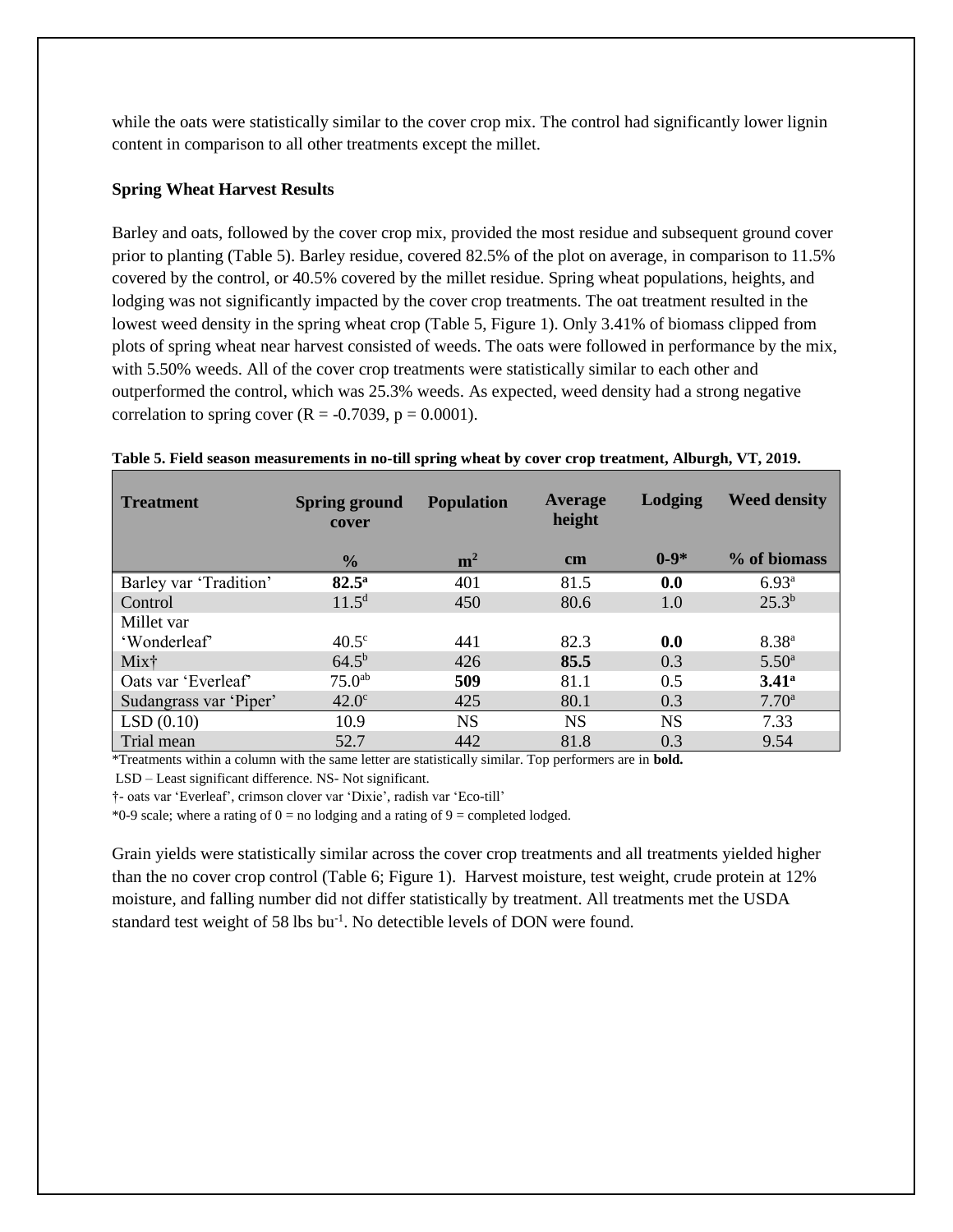while the oats were statistically similar to the cover crop mix. The control had significantly lower lignin content in comparison to all other treatments except the millet.

**Spring Wheat Harvest Results**

Barley and oats, followed by the cover crop mix, provided the most residue and subsequent ground cover prior to planting (Table 5). Barley residue, covered 82.5% of the plot on average, in comparison to 11.5% covered by the control, or 40.5% covered by the millet residue. Spring wheat populations, heights, and lodging was not significantly impacted by the cover crop treatments. The oat treatment resulted in the lowest weed density in the spring wheat crop (Table 5, Figure 1). Only 3.41% of biomass clipped from plots of spring wheat near harvest consisted of weeds. The oats were followed in performance by the mix, with 5.50% weeds. All of the cover crop treatments were statistically similar to each other and outperformed the control, which was 25.3% weeds. As expected, weed density had a strong negative correlation to spring cover ($R = -0.7039$, $p = 0.0001$).

**Table 5. Field season measurements in no-till spring wheat by cover crop treatment, Alburgh, VT, 2019.**

| Treatment | Spring ground cover | Population | Average height | Lodging | Weed density |
|---|---|---|---|---|---|
| | % | $m^2$ | cm | 0-9* | % of biomass |
| Barley var 'Tradition' | **82.5[a]** | 401 | 81.5 | **0.0** | 6.93[a] |
| Control | 11.5[d] | 450 | 80.6 | 1.0 | 25.3[b] |
| Millet var 'Wonderleaf' | 40.5[c] | 441 | 82.3 | **0.0** | 8.38[a] |
| Mix† | 64.5[b] | 426 | **85.5** | 0.3 | 5.50[a] |
| Oats var 'Everleaf' | 75.0[ab] | **509** | 81.1 | 0.5 | **3.41[a]** |
| Sudangrass var 'Piper' | 42.0[c] | 425 | 80.1 | 0.3 | 7.70[a] |
| LSD (0.10) | 10.9 | NS | NS | NS | 7.33 |
| Trial mean | 52.7 | 442 | 81.8 | 0.3 | 9.54 |

*Treatments within a column with the same letter are statistically similar. Top performers are in **bold.**

LSD – Least significant difference. NS- Not significant.

†- oats var 'Everleaf', crimson clover var 'Dixie', radish var 'Eco-till'

*0-9 scale; where a rating of 0 = no lodging and a rating of 9 = completed lodged.

Grain yields were statistically similar across the cover crop treatments and all treatments yielded higher than the no cover crop control (Table 6; Figure 1). Harvest moisture, test weight, crude protein at 12% moisture, and falling number did not differ statistically by treatment. All treatments met the USDA standard test weight of 58 lbs $bu^{-1}$. No detectible levels of DON were found.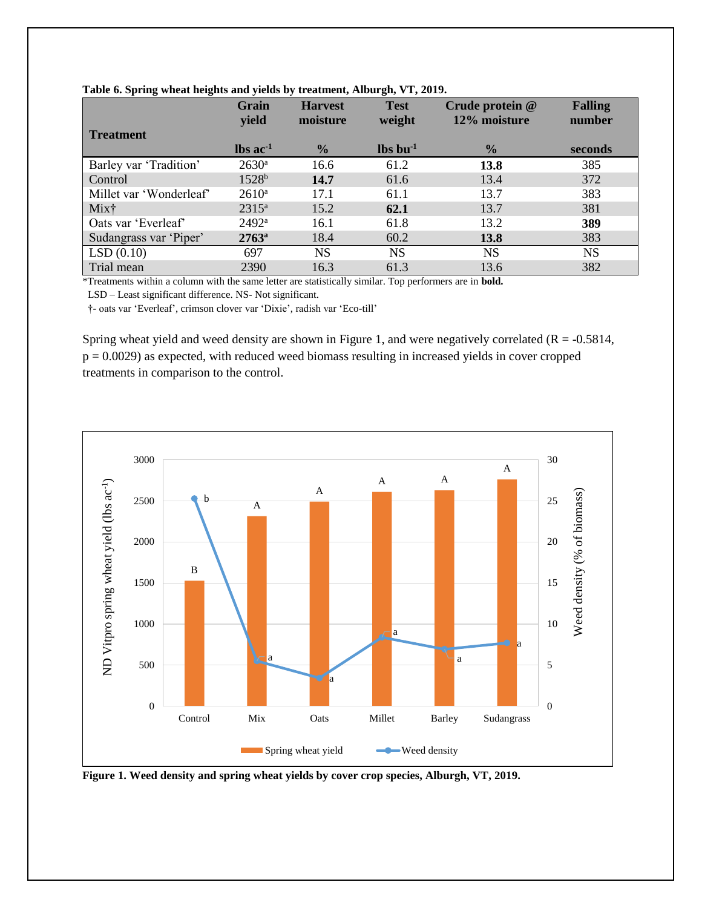**Table 6. Spring wheat heights and yields by treatment, Alburgh, VT, 2019.**

| Treatment | Grain yield | Harvest moisture | Test weight | Crude protein @ 12% moisture | Falling number |
|---|---|---|---|---|---|
| | lbs $ac^{-1}$ | % | lbs $bu^{-1}$ | % | seconds |
| Barley var ‘Tradition’ | 2630[a] | 16.6 | 61.2 | **13.8** | 385 |
| Control | 1528[b] | **14.7** | 61.6 | 13.4 | 372 |
| Millet var ‘Wonderleaf’ | 2610[a] | 17.1 | 61.1 | 13.7 | 383 |
| Mix† | 2315[a] | 15.2 | **62.1** | 13.7 | 381 |
| Oats var ‘Everleaf’ | 2492[a] | 16.1 | 61.8 | 13.2 | **389** |
| Sudangrass var ‘Piper’ | **2763[a]** | 18.4 | 60.2 | **13.8** | 383 |
| LSD (0.10) | 697 | NS | NS | NS | NS |
| Trial mean | 2390 | 16.3 | 61.3 | 13.6 | 382 |

*Treatments within a column with the same letter are statistically similar. Top performers are in **bold.**

LSD – Least significant difference. NS- Not significant.

†- oats var ‘Everleaf’, crimson clover var ‘Dixie’, radish var ‘Eco-till’

Spring wheat yield and weed density are shown in Figure 1, and were negatively correlated ($R = -0.5814$, $p = 0.0029$) as expected, with reduced weed biomass resulting in increased yields in cover cropped treatments in comparison to the control.

**Figure 1. Weed density and spring wheat yields by cover crop species, Alburgh, VT, 2019.**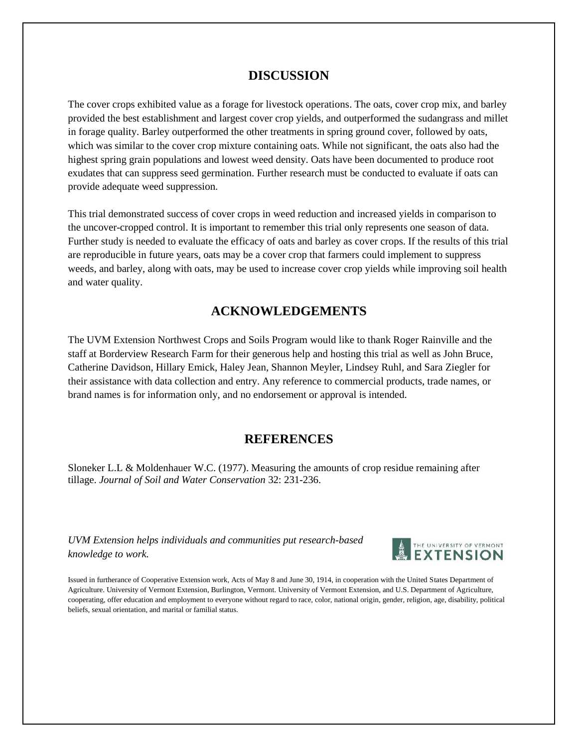## DISCUSSION

The cover crops exhibited value as a forage for livestock operations. The oats, cover crop mix, and barley provided the best establishment and largest cover crop yields, and outperformed the sudangrass and millet in forage quality. Barley outperformed the other treatments in spring ground cover, followed by oats, which was similar to the cover crop mixture containing oats. While not significant, the oats also had the highest spring grain populations and lowest weed density. Oats have been documented to produce root exudates that can suppress seed germination. Further research must be conducted to evaluate if oats can provide adequate weed suppression.

This trial demonstrated success of cover crops in weed reduction and increased yields in comparison to the uncover-cropped control. It is important to remember this trial only represents one season of data. Further study is needed to evaluate the efficacy of oats and barley as cover crops. If the results of this trial are reproducible in future years, oats may be a cover crop that farmers could implement to suppress weeds, and barley, along with oats, may be used to increase cover crop yields while improving soil health and water quality.

## ACKNOWLEDGEMENTS

The UVM Extension Northwest Crops and Soils Program would like to thank Roger Rainville and the staff at Borderview Research Farm for their generous help and hosting this trial as well as John Bruce, Catherine Davidson, Hillary Emick, Haley Jean, Shannon Meyler, Lindsey Ruhl, and Sara Ziegler for their assistance with data collection and entry. Any reference to commercial products, trade names, or brand names is for information only, and no endorsement or approval is intended.

## REFERENCES

Sloneker L.L & Moldenhauer W.C. (1977). Measuring the amounts of crop residue remaining after tillage. *Journal of Soil and Water Conservation* 32: 231-236.

*UVM Extension helps individuals and communities put research-based knowledge to work.*

THE UNIVERSITY OF VERMONT EXTENSION

Issued in furtherance of Cooperative Extension work, Acts of May 8 and June 30, 1914, in cooperation with the United States Department of Agriculture. University of Vermont Extension, Burlington, Vermont. University of Vermont Extension, and U.S. Department of Agriculture, cooperating, offer education and employment to everyone without regard to race, color, national origin, gender, religion, age, disability, political beliefs, sexual orientation, and marital or familial status.